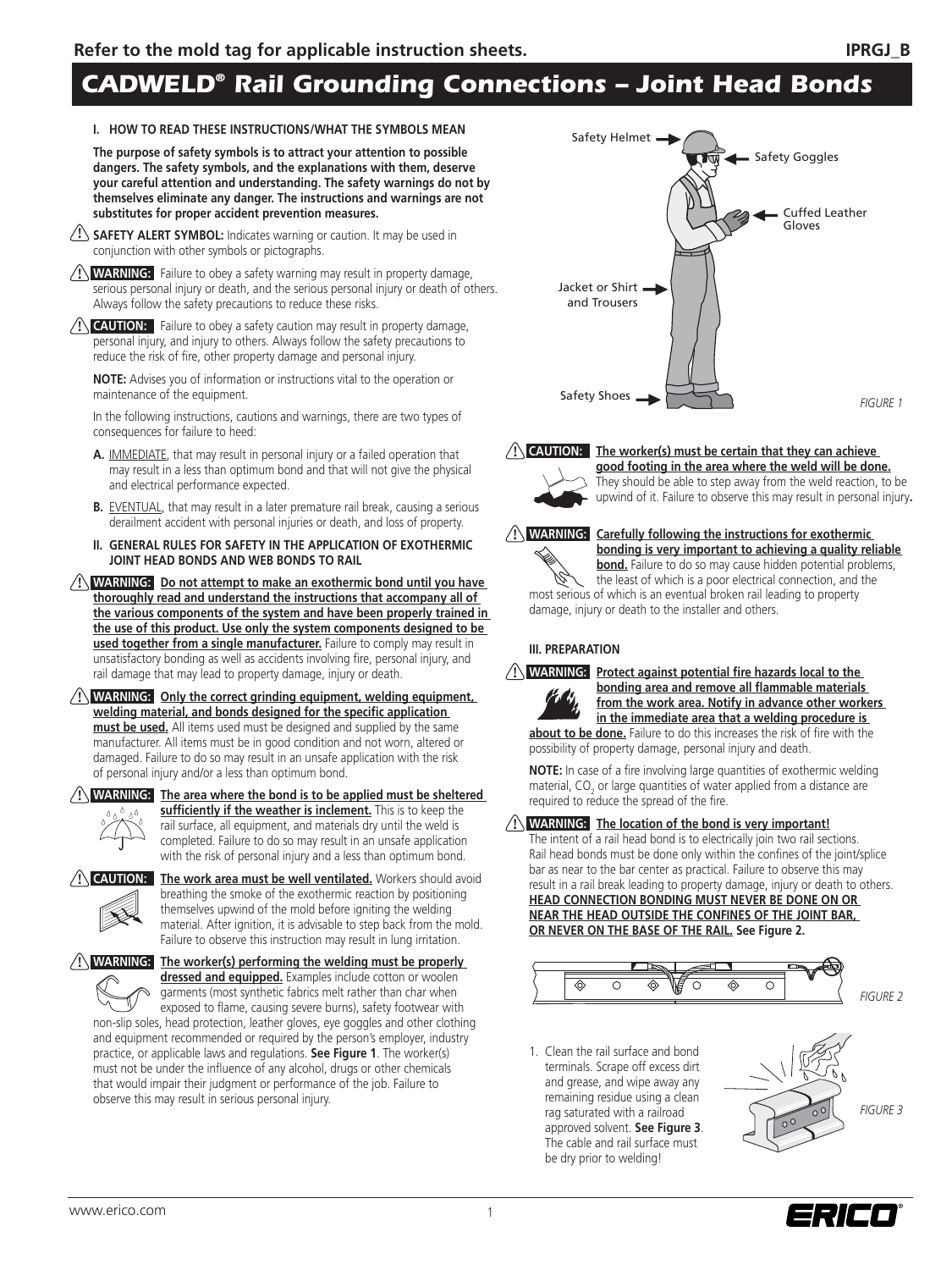Refer to the mold tag for applicable instruction sheets.

IPRGJ_B

# CADWELD® Rail Grounding Connections – Joint Head Bonds

## I. HOW TO READ THESE INSTRUCTIONS/WHAT THE SYMBOLS MEAN

**The purpose of safety symbols is to attract your attention to possible dangers. The safety symbols, and the explanations with them, deserve your careful attention and understanding. The safety warnings do not by themselves eliminate any danger. The instructions and warnings are not substitutes for proper accident prevention measures.**

⚠ **SAFETY ALERT SYMBOL:** Indicates warning or caution. It may be used in conjunction with other symbols or pictographs.

⚠ **WARNING:** Failure to obey a safety warning may result in property damage, serious personal injury or death, and the serious personal injury or death of others. Always follow the safety precautions to reduce these risks.

⚠ **CAUTION:** Failure to obey a safety caution may result in property damage, personal injury, and injury to others. Always follow the safety precautions to reduce the risk of fire, other property damage and personal injury.

**NOTE:** Advises you of information or instructions vital to the operation or maintenance of the equipment.

In the following instructions, cautions and warnings, there are two types of consequences for failure to heed:

**A.** IMMEDIATE, that may result in personal injury or a failed operation that may result in a less than optimum bond and that will not give the physical and electrical performance expected.

**B.** EVENTUAL, that may result in a later premature rail break, causing a serious derailment accident with personal injuries or death, and loss of property.

## II. GENERAL RULES FOR SAFETY IN THE APPLICATION OF EXOTHERMIC JOINT HEAD BONDS AND WEB BONDS TO RAIL

⚠ **WARNING: Do not attempt to make an exothermic bond until you have thoroughly read and understand the instructions that accompany all of the various components of the system and have been properly trained in the use of this product. Use only the system components designed to be used together from a single manufacturer.** Failure to comply may result in unsatisfactory bonding as well as accidents involving fire, personal injury, and rail damage that may lead to property damage, injury or death.

⚠ **WARNING: Only the correct grinding equipment, welding equipment, welding material, and bonds designed for the specific application must be used.** All items used must be designed and supplied by the same manufacturer. All items must be in good condition and not worn, altered or damaged. Failure to do so may result in an unsafe application with the risk of personal injury and/or a less than optimum bond.

⚠ **WARNING: The area where the bond is to be applied must be sheltered sufficiently if the weather is inclement.** This is to keep the rail surface, all equipment, and materials dry until the weld is completed. Failure to do so may result in an unsafe application with the risk of personal injury and a less than optimum bond.

⚠ **CAUTION: The work area must be well ventilated.** Workers should avoid breathing the smoke of the exothermic reaction by positioning themselves upwind of the mold before igniting the welding material. After ignition, it is advisable to step back from the mold. Failure to observe this instruction may result in lung irritation.

⚠ **WARNING: The worker(s) performing the welding must be properly dressed and equipped.** Examples include cotton or woolen garments (most synthetic fabrics melt rather than char when exposed to flame, causing severe burns), safety footwear with non-slip soles, head protection, leather gloves, eye goggles and other clothing and equipment recommended or required by the person's employer, industry practice, or applicable laws and regulations. **See Figure 1**. The worker(s) must not be under the influence of any alcohol, drugs or other chemicals that would impair their judgment or performance of the job. Failure to observe this may result in serious personal injury.

Safety Helmet, Safety Goggles, Cuffed Leather Gloves, Jacket or Shirt and Trousers, Safety Shoes

FIGURE 1

⚠ **CAUTION: The worker(s) must be certain that they can achieve good footing in the area where the weld will be done.** They should be able to step away from the weld reaction, to be upwind of it. Failure to observe this may result in personal injury**.**

⚠ **WARNING: Carefully following the instructions for exothermic bonding is very important to achieving a quality reliable bond.** Failure to do so may cause hidden potential problems, the least of which is a poor electrical connection, and the most serious of which is an eventual broken rail leading to property damage, injury or death to the installer and others.

## III. PREPARATION

⚠ **WARNING: Protect against potential fire hazards local to the bonding area and remove all flammable materials from the work area. Notify in advance other workers in the immediate area that a welding procedure is about to be done.** Failure to do this increases the risk of fire with the possibility of property damage, personal injury and death.

**NOTE:** In case of a fire involving large quantities of exothermic welding material, $CO_2$ or large quantities of water applied from a distance are required to reduce the spread of the fire.

⚠ **WARNING: The location of the bond is very important!** The intent of a rail head bond is to electrically join two rail sections. Rail head bonds must be done only within the confines of the joint/splice bar as near to the bar center as practical. Failure to observe this may result in a rail break leading to property damage, injury or death to others. **HEAD CONNECTION BONDING MUST NEVER BE DONE ON OR NEAR THE HEAD OUTSIDE THE CONFINES OF THE JOINT BAR, OR NEVER ON THE BASE OF THE RAIL. See Figure 2.**

FIGURE 2

1. Clean the rail surface and bond terminals. Scrape off excess dirt and grease, and wipe away any remaining residue using a clean rag saturated with a railroad approved solvent. **See Figure 3**. The cable and rail surface must be dry prior to welding!

FIGURE 3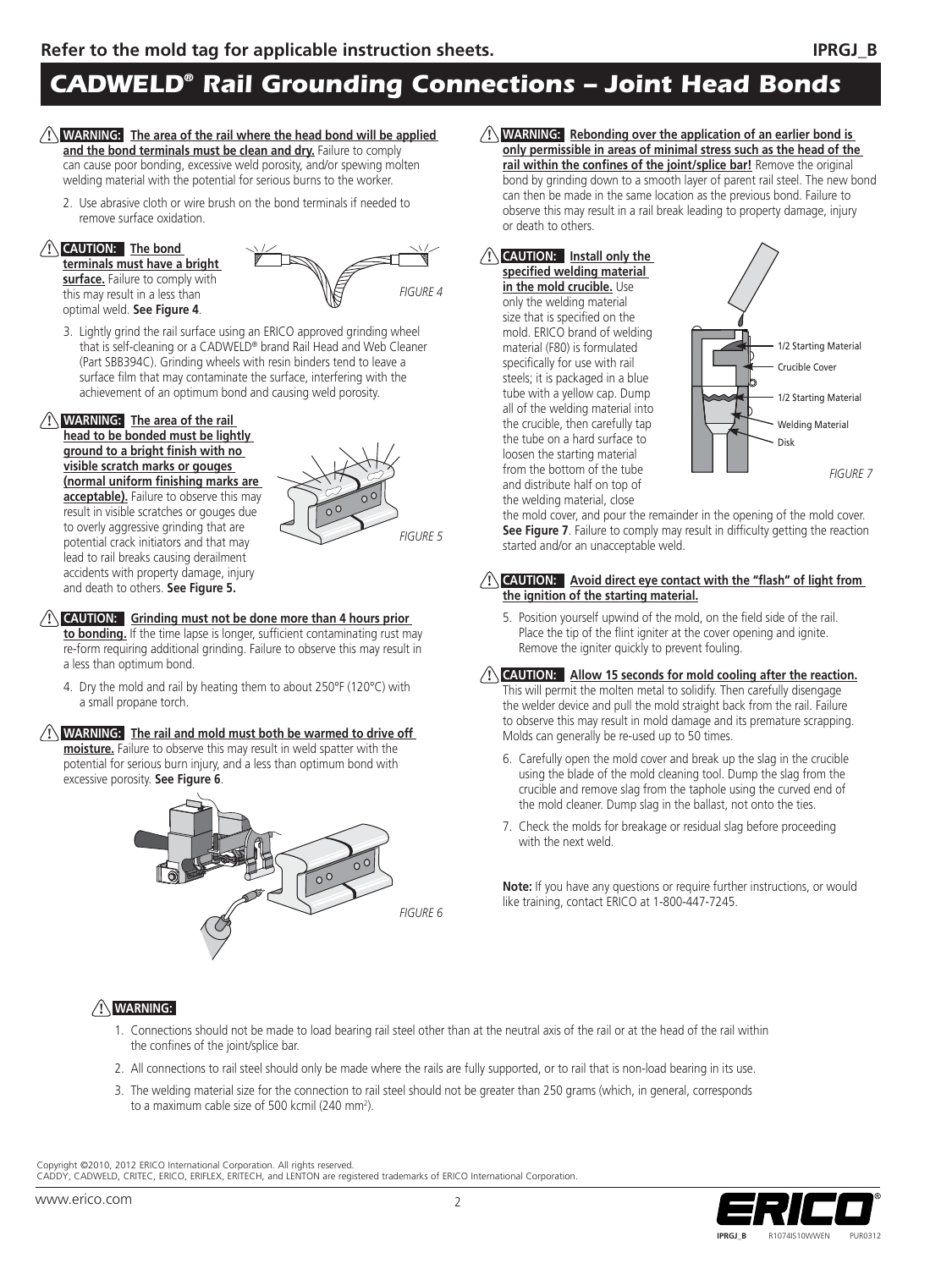Refer to the mold tag for applicable instruction sheets.

# CADWELD® Rail Grounding Connections – Joint Head Bonds

⚠ **WARNING:** **The area of the rail where the head bond will be applied and the bond terminals must be clean and dry.** Failure to comply can cause poor bonding, excessive weld porosity, and/or spewing molten welding material with the potential for serious burns to the worker.

2. Use abrasive cloth or wire brush on the bond terminals if needed to remove surface oxidation.

⚠ **CAUTION:** **The bond terminals must have a bright surface.** Failure to comply with this may result in a less than optimal weld. **See Figure 4**.

FIGURE 4

3. Lightly grind the rail surface using an ERICO approved grinding wheel that is self-cleaning or a CADWELD® brand Rail Head and Web Cleaner (Part SBB394C). Grinding wheels with resin binders tend to leave a surface film that may contaminate the surface, interfering with the achievement of an optimum bond and causing weld porosity.

⚠ **WARNING:** **The area of the rail head to be bonded must be lightly ground to a bright finish with no visible scratch marks or gouges (normal uniform finishing marks are acceptable).** Failure to observe this may result in visible scratches or gouges due to overly aggressive grinding that are potential crack initiators and that may lead to rail breaks causing derailment accidents with property damage, injury and death to others. **See Figure 5.**

FIGURE 5

⚠ **CAUTION:** **Grinding must not be done more than 4 hours prior to bonding.** If the time lapse is longer, sufficient contaminating rust may re-form requiring additional grinding. Failure to observe this may result in a less than optimum bond.

4. Dry the mold and rail by heating them to about 250°F (120°C) with a small propane torch.

⚠ **WARNING:** **The rail and mold must both be warmed to drive off moisture.** Failure to observe this may result in weld spatter with the potential for serious burn injury, and a less than optimum bond with excessive porosity. **See Figure 6**.

FIGURE 6

⚠ **WARNING:** **Rebonding over the application of an earlier bond is only permissible in areas of minimal stress such as the head of the rail within the confines of the joint/splice bar!** Remove the original bond by grinding down to a smooth layer of parent rail steel. The new bond can then be made in the same location as the previous bond. Failure to observe this may result in a rail break leading to property damage, injury or death to others.

⚠ **CAUTION:** **Install only the specified welding material in the mold crucible.** Use only the welding material size that is specified on the mold. ERICO brand of welding material (F80) is formulated specifically for use with rail steels; it is packaged in a blue tube with a yellow cap. Dump all of the welding material into the crucible, then carefully tap the tube on a hard surface to loosen the starting material from the bottom of the tube and distribute half on top of the welding material, close the mold cover, and pour the remainder in the opening of the mold cover. **See Figure 7**. Failure to comply may result in difficulty getting the reaction started and/or an unacceptable weld.

1/2 Starting Material
Crucible Cover
1/2 Starting Material
Welding Material
Disk

FIGURE 7

⚠ **CAUTION:** **Avoid direct eye contact with the "flash" of light from the ignition of the starting material.**

5. Position yourself upwind of the mold, on the field side of the rail. Place the tip of the flint igniter at the cover opening and ignite. Remove the igniter quickly to prevent fouling.

⚠ **CAUTION:** **Allow 15 seconds for mold cooling after the reaction.** This will permit the molten metal to solidify. Then carefully disengage the welder device and pull the mold straight back from the rail. Failure to observe this may result in mold damage and its premature scrapping. Molds can generally be re-used up to 50 times.

6. Carefully open the mold cover and break up the slag in the crucible using the blade of the mold cleaning tool. Dump the slag from the crucible and remove slag from the taphole using the curved end of the mold cleaner. Dump slag in the ballast, not onto the ties.

7. Check the molds for breakage or residual slag before proceeding with the next weld.

**Note:** If you have any questions or require further instructions, or would like training, contact ERICO at 1-800-447-7245.

⚠ **WARNING:**

1. Connections should not be made to load bearing rail steel other than at the neutral axis of the rail or at the head of the rail within the confines of the joint/splice bar.
2. All connections to rail steel should only be made where the rails are fully supported, or to rail that is non-load bearing in its use.
3. The welding material size for the connection to rail steel should not be greater than 250 grams (which, in general, corresponds to a maximum cable size of 500 kcmil (240 mm²).

Copyright ©2010, 2012 ERICO International Corporation. All rights reserved.
CADDY, CADWELD, CRITEC, ERICO, ERIFLEX, ERITECH, and LENTON are registered trademarks of ERICO International Corporation.

www.erico.com

IPRGJ_B R1074IS10WWEN PUR0312